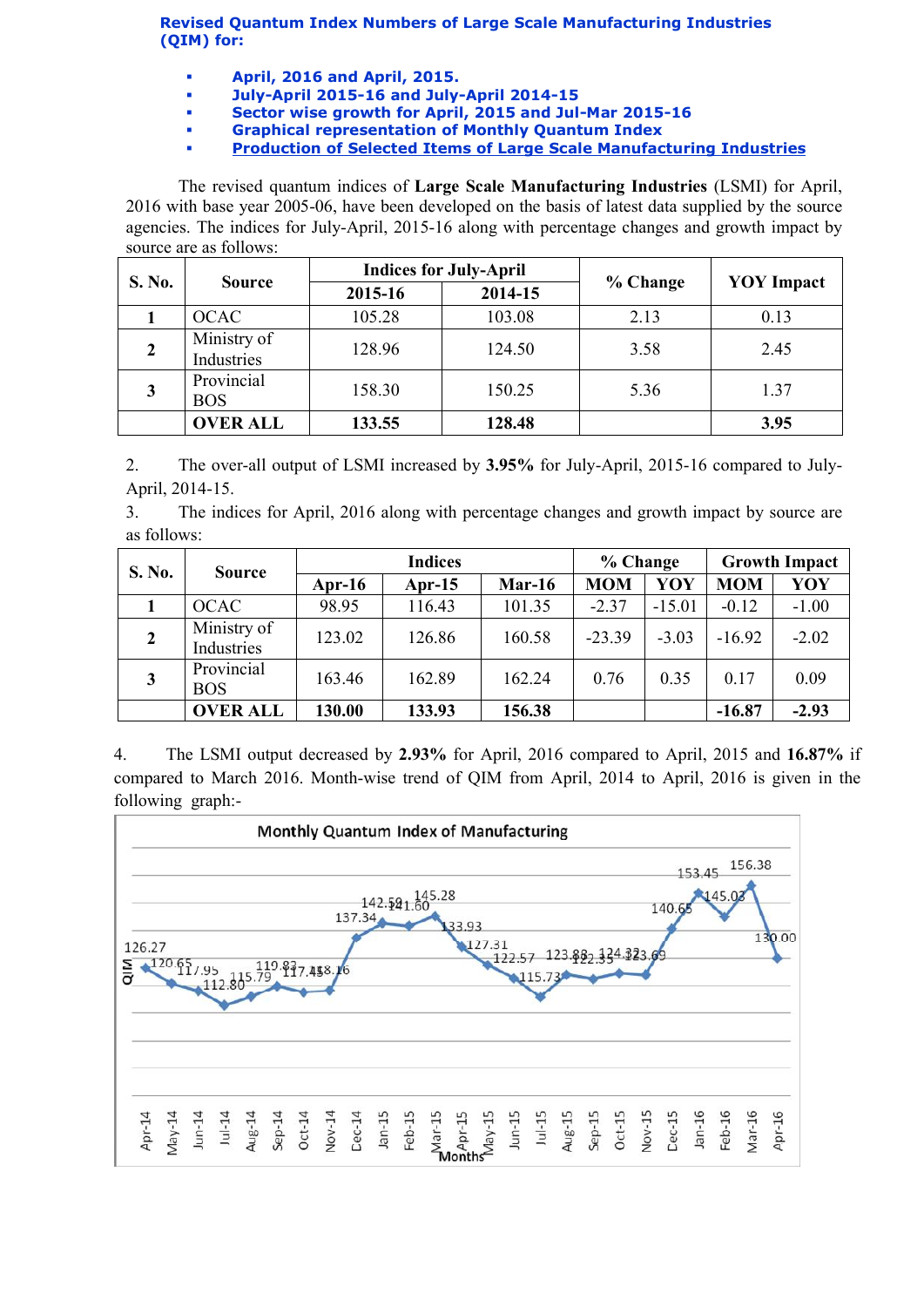**Revised Quantum Index Numbers of Large Scale Manufacturing Industries (QIM) for:**

- **April, 2016 and April, 2015.**
- **July-April 2015-16 and July-April 2014-15**
- **Sector wise growth for April, 2015 and Jul-Mar 2015-16**
- **Graphical representation of Monthly Quantum Index**
- **Production of Selected Items of Large Scale Manufacturing Industries**

The revised quantum indices of **Large Scale Manufacturing Industries** (LSMI) for April, 2016 with base year 2005-06, have been developed on the basis of latest data supplied by the source agencies. The indices for July-April, 2015-16 along with percentage changes and growth impact by source are as follows:

| S. No. | Source | Indices for July-April | | % Change | YOY Impact |
|---|---|---|---|---|---|
| | | 2015-16 | 2014-15 | | |
| 1 | OCAC | 105.28 | 103.08 | 2.13 | 0.13 |
| 2 | Ministry of Industries | 128.96 | 124.50 | 3.58 | 2.45 |
| 3 | Provincial BOS | 158.30 | 150.25 | 5.36 | 1.37 |
| | **OVER ALL** | **133.55** | **128.48** | | **3.95** |

2. The over-all output of LSMI increased by **3.95%** for July-April, 2015-16 compared to July-April, 2014-15.

3. The indices for April, 2016 along with percentage changes and growth impact by source are as follows:

| S. No. | Source | Indices | | | % Change | | Growth Impact | |
|---|---|---|---|---|---|---|---|---|
| | | Apr-16 | Apr-15 | Mar-16 | MOM | YOY | MOM | YOY |
| 1 | OCAC | 98.95 | 116.43 | 101.35 | -2.37 | -15.01 | -0.12 | -1.00 |
| 2 | Ministry of Industries | 123.02 | 126.86 | 160.58 | -23.39 | -3.03 | -16.92 | -2.02 |
| 3 | Provincial BOS | 163.46 | 162.89 | 162.24 | 0.76 | 0.35 | 0.17 | 0.09 |
| | **OVER ALL** | **130.00** | **133.93** | **156.38** | | | **-16.87** | **-2.93** |

4. The LSMI output decreased by **2.93%** for April, 2016 compared to April, 2015 and **16.87%** if compared to March 2016. Month-wise trend of QIM from April, 2014 to April, 2016 is given in the following graph:-

**Monthly Quantum Index of Manufacturing**

| Month | QIM |
|---|---|
| Apr-14 | 126.27 |
| May-14 | 120.65 |
| Jun-14 | 117.95 |
| Jul-14 | 112.80 |
| Aug-14 | 115.79 |
| Sep-14 | 119.83 |
| Oct-14 | 117.45 |
| Nov-14 | 118.16 |
| Dec-14 | 137.34 |
| Jan-15 | 142.59 |
| Feb-15 | 141.60 |
| Mar-15 | 145.28 |
| Apr-15 | 133.93 |
| May-15 | 127.31 |
| Jun-15 | 122.57 |
| Jul-15 | 115.73 |
| Aug-15 | 123.88 |
| Sep-15 | 122.35 |
| Oct-15 | 124.32 |
| Nov-15 | 123.69 |
| Dec-15 | 140.65 |
| Jan-16 | 153.45 |
| Feb-16 | 145.03 |
| Mar-16 | 156.38 |
| Apr-16 | 130.00 |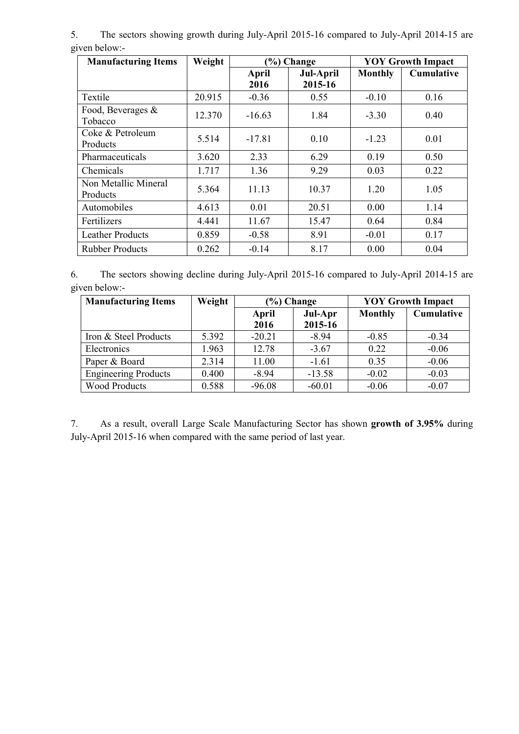5. The sectors showing growth during July-April 2015-16 compared to July-April 2014-15 are given below:-

| Manufacturing Items | Weight | (%) Change | | YOY Growth Impact | |
|---|---|---|---|---|---|
| | | April 2016 | Jul-April 2015-16 | Monthly | Cumulative |
| Textile | 20.915 | -0.36 | 0.55 | -0.10 | 0.16 |
| Food, Beverages & Tobacco | 12.370 | -16.63 | 1.84 | -3.30 | 0.40 |
| Coke & Petroleum Products | 5.514 | -17.81 | 0.10 | -1.23 | 0.01 |
| Pharmaceuticals | 3.620 | 2.33 | 6.29 | 0.19 | 0.50 |
| Chemicals | 1.717 | 1.36 | 9.29 | 0.03 | 0.22 |
| Non Metallic Mineral Products | 5.364 | 11.13 | 10.37 | 1.20 | 1.05 |
| Automobiles | 4.613 | 0.01 | 20.51 | 0.00 | 1.14 |
| Fertilizers | 4.441 | 11.67 | 15.47 | 0.64 | 0.84 |
| Leather Products | 0.859 | -0.58 | 8.91 | -0.01 | 0.17 |
| Rubber Products | 0.262 | -0.14 | 8.17 | 0.00 | 0.04 |

6. The sectors showing decline during July-April 2015-16 compared to July-April 2014-15 are given below:-

| Manufacturing Items | Weight | (%) Change | | YOY Growth Impact | |
|---|---|---|---|---|---|
| | | April 2016 | Jul-Apr 2015-16 | Monthly | Cumulative |
| Iron & Steel Products | 5.392 | -20.21 | -8.94 | -0.85 | -0.34 |
| Electronics | 1.963 | 12.78 | -3.67 | 0.22 | -0.06 |
| Paper & Board | 2.314 | 11.00 | -1.61 | 0.35 | -0.06 |
| Engineering Products | 0.400 | -8.94 | -13.58 | -0.02 | -0.03 |
| Wood Products | 0.588 | -96.08 | -60.01 | -0.06 | -0.07 |

7. As a result, overall Large Scale Manufacturing Sector has shown **growth of 3.95%** during July-April 2015-16 when compared with the same period of last year.